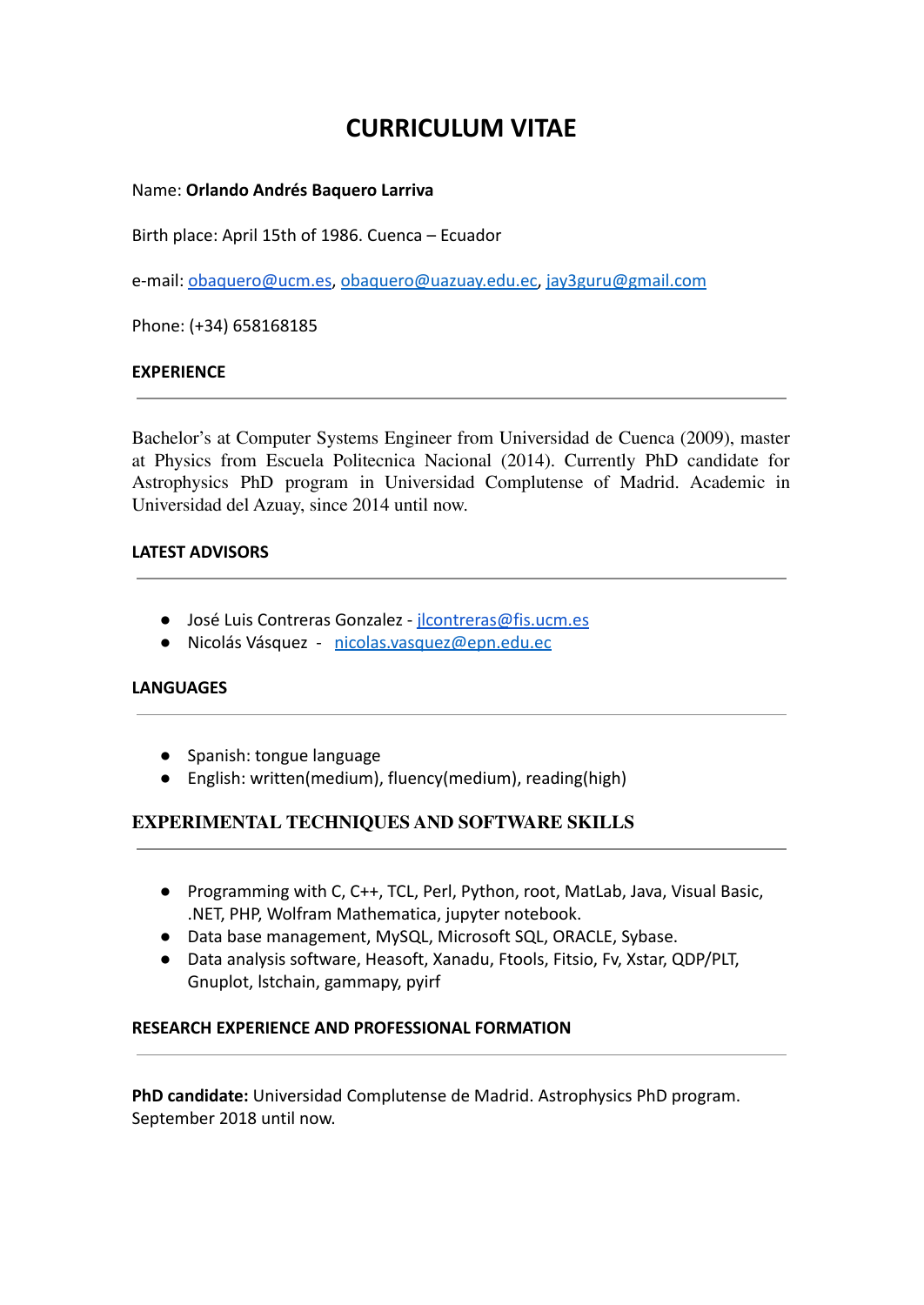# CURRICULUM VITAE

Name: **Orlando Andrés Baquero Larriva**

Birth place: April 15th of 1986. Cuenca – Ecuador

e-mail: obaquero@ucm.es, obaquero@uazuay.edu.ec, jay3guru@gmail.com

Phone: (+34) 658168185

## EXPERIENCE

---

Bachelor's at Computer Systems Engineer from Universidad de Cuenca (2009), master at Physics from Escuela Politecnica Nacional (2014). Currently PhD candidate for Astrophysics PhD program in Universidad Complutense of Madrid. Academic in Universidad del Azuay, since 2014 until now.

## LATEST ADVISORS

---

- José Luis Contreras Gonzalez - jlcontreras@fis.ucm.es
- Nicolás Vásquez - nicolas.vasquez@epn.edu.ec

## LANGUAGES

---

- Spanish: tongue language
- English: written(medium), fluency(medium), reading(high)

## EXPERIMENTAL TECHNIQUES AND SOFTWARE SKILLS

---

- Programming with C, C++, TCL, Perl, Python, root, MatLab, Java, Visual Basic, .NET, PHP, Wolfram Mathematica, jupyter notebook.
- Data base management, MySQL, Microsoft SQL, ORACLE, Sybase.
- Data analysis software, Heasoft, Xanadu, Ftools, Fitsio, Fv, Xstar, QDP/PLT, Gnuplot, lstchain, gammapy, pyirf

## RESEARCH EXPERIENCE AND PROFESSIONAL FORMATION

---

**PhD candidate:** Universidad Complutense de Madrid. Astrophysics PhD program. September 2018 until now.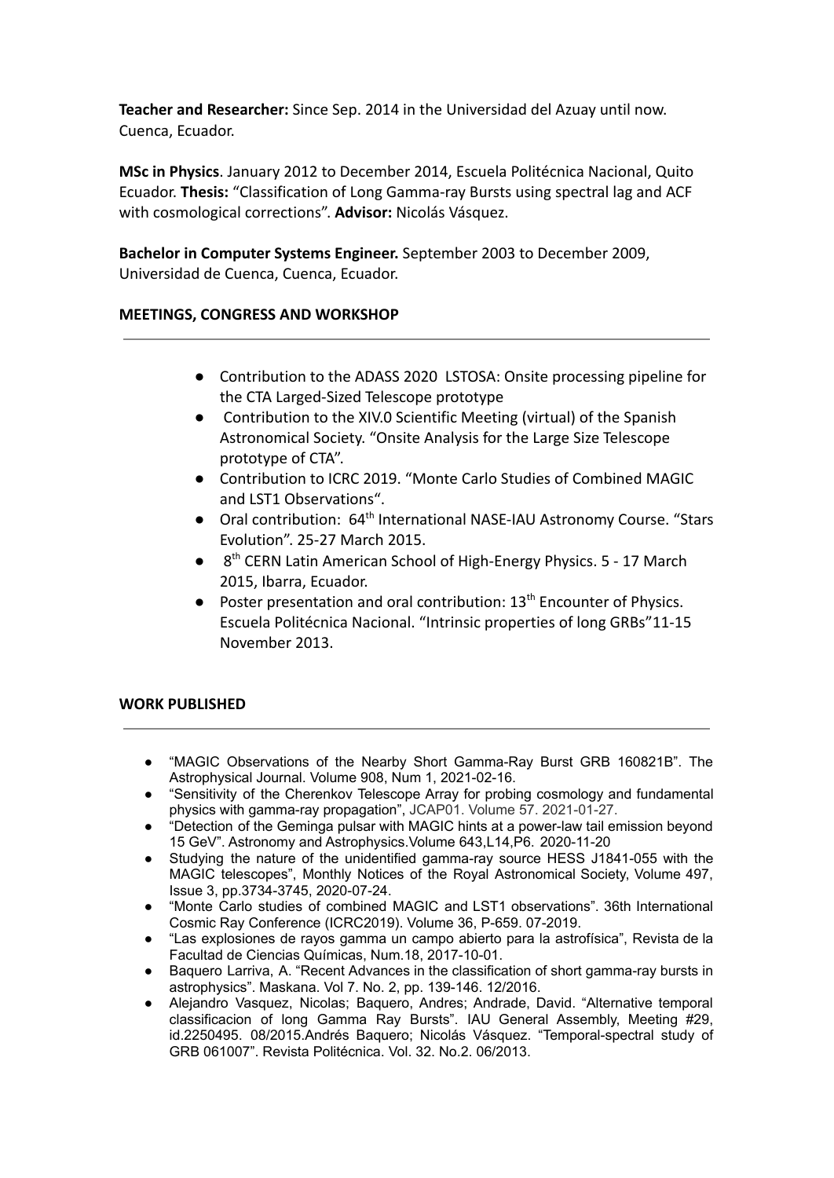**Teacher and Researcher:** Since Sep. 2014 in the Universidad del Azuay until now. Cuenca, Ecuador.

**MSc in Physics**. January 2012 to December 2014, Escuela Politécnica Nacional, Quito Ecuador. **Thesis:** "Classification of Long Gamma-ray Bursts using spectral lag and ACF with cosmological corrections". **Advisor:** Nicolás Vásquez.

**Bachelor in Computer Systems Engineer.** September 2003 to December 2009, Universidad de Cuenca, Cuenca, Ecuador.

## MEETINGS, CONGRESS AND WORKSHOP

- Contribution to the ADASS 2020 LSTOSA: Onsite processing pipeline for the CTA Larged-Sized Telescope prototype
- Contribution to the XIV.0 Scientific Meeting (virtual) of the Spanish Astronomical Society. "Onsite Analysis for the Large Size Telescope prototype of CTA".
- Contribution to ICRC 2019. "Monte Carlo Studies of Combined MAGIC and LST1 Observations".
- Oral contribution: 64th International NASE-IAU Astronomy Course. "Stars Evolution". 25-27 March 2015.
- 8th CERN Latin American School of High-Energy Physics. 5 - 17 March 2015, Ibarra, Ecuador.
- Poster presentation and oral contribution: 13th Encounter of Physics. Escuela Politécnica Nacional. "Intrinsic properties of long GRBs"11-15 November 2013.

## WORK PUBLISHED

- "MAGIC Observations of the Nearby Short Gamma-Ray Burst GRB 160821B". The Astrophysical Journal. Volume 908, Num 1, 2021-02-16.
- "Sensitivity of the Cherenkov Telescope Array for probing cosmology and fundamental physics with gamma-ray propagation", JCAP01. Volume 57. 2021-01-27.
- "Detection of the Geminga pulsar with MAGIC hints at a power-law tail emission beyond 15 GeV". Astronomy and Astrophysics.Volume 643,L14,P6. 2020-11-20
- Studying the nature of the unidentified gamma-ray source HESS J1841-055 with the MAGIC telescopes", Monthly Notices of the Royal Astronomical Society, Volume 497, Issue 3, pp.3734-3745, 2020-07-24.
- "Monte Carlo studies of combined MAGIC and LST1 observations". 36th International Cosmic Ray Conference (ICRC2019). Volume 36, P-659. 07-2019.
- "Las explosiones de rayos gamma un campo abierto para la astrofísica", Revista de la Facultad de Ciencias Químicas, Num.18, 2017-10-01.
- Baquero Larriva, A. "Recent Advances in the classification of short gamma-ray bursts in astrophysics". Maskana. Vol 7. No. 2, pp. 139-146. 12/2016.
- Alejandro Vasquez, Nicolas; Baquero, Andres; Andrade, David. "Alternative temporal classificacion of long Gamma Ray Bursts". IAU General Assembly, Meeting #29, id.2250495. 08/2015.Andrés Baquero; Nicolás Vásquez. "Temporal-spectral study of GRB 061007". Revista Politécnica. Vol. 32. No.2. 06/2013.